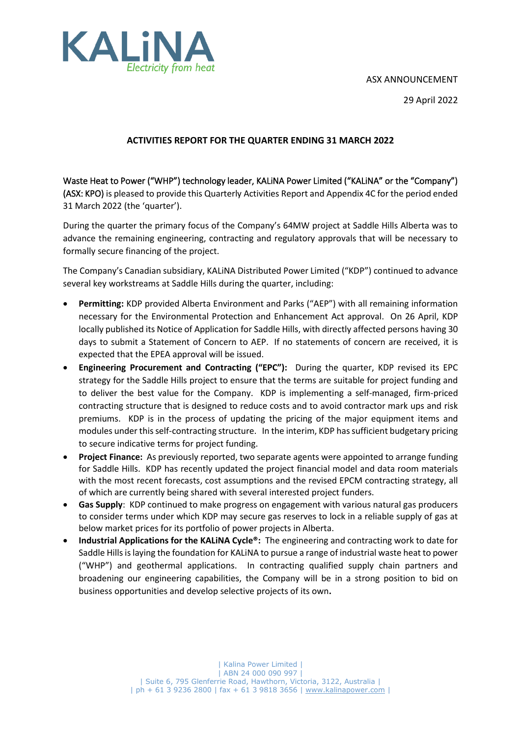KALiNA
*Electricity from heat*

ASX ANNOUNCEMENT

29 April 2022

## ACTIVITIES REPORT FOR THE QUARTER ENDING 31 MARCH 2022

Waste Heat to Power ("WHP") technology leader, KALiNA Power Limited ("KALiNA" or the "Company") (ASX: KPO) is pleased to provide this Quarterly Activities Report and Appendix 4C for the period ended 31 March 2022 (the 'quarter').

During the quarter the primary focus of the Company's 64MW project at Saddle Hills Alberta was to advance the remaining engineering, contracting and regulatory approvals that will be necessary to formally secure financing of the project.

The Company's Canadian subsidiary, KALiNA Distributed Power Limited ("KDP") continued to advance several key workstreams at Saddle Hills during the quarter, including:

- **Permitting:** KDP provided Alberta Environment and Parks ("AEP") with all remaining information necessary for the Environmental Protection and Enhancement Act approval. On 26 April, KDP locally published its Notice of Application for Saddle Hills, with directly affected persons having 30 days to submit a Statement of Concern to AEP. If no statements of concern are received, it is expected that the EPEA approval will be issued.
- **Engineering Procurement and Contracting ("EPC"):** During the quarter, KDP revised its EPC strategy for the Saddle Hills project to ensure that the terms are suitable for project funding and to deliver the best value for the Company. KDP is implementing a self-managed, firm-priced contracting structure that is designed to reduce costs and to avoid contractor mark ups and risk premiums. KDP is in the process of updating the pricing of the major equipment items and modules under this self-contracting structure. In the interim, KDP has sufficient budgetary pricing to secure indicative terms for project funding.
- **Project Finance:** As previously reported, two separate agents were appointed to arrange funding for Saddle Hills. KDP has recently updated the project financial model and data room materials with the most recent forecasts, cost assumptions and the revised EPCM contracting strategy, all of which are currently being shared with several interested project funders.
- **Gas Supply**: KDP continued to make progress on engagement with various natural gas producers to consider terms under which KDP may secure gas reserves to lock in a reliable supply of gas at below market prices for its portfolio of power projects in Alberta.
- **Industrial Applications for the KALiNA Cycle®:** The engineering and contracting work to date for Saddle Hills is laying the foundation for KALiNA to pursue a range of industrial waste heat to power ("WHP") and geothermal applications. In contracting qualified supply chain partners and broadening our engineering capabilities, the Company will be in a strong position to bid on business opportunities and develop selective projects of its own.

| Kalina Power Limited |
| ABN 24 000 090 997 |
| Suite 6, 795 Glenferrie Road, Hawthorn, Victoria, 3122, Australia |
| ph + 61 3 9236 2800 | fax + 61 3 9818 3656 | www.kalinapower.com |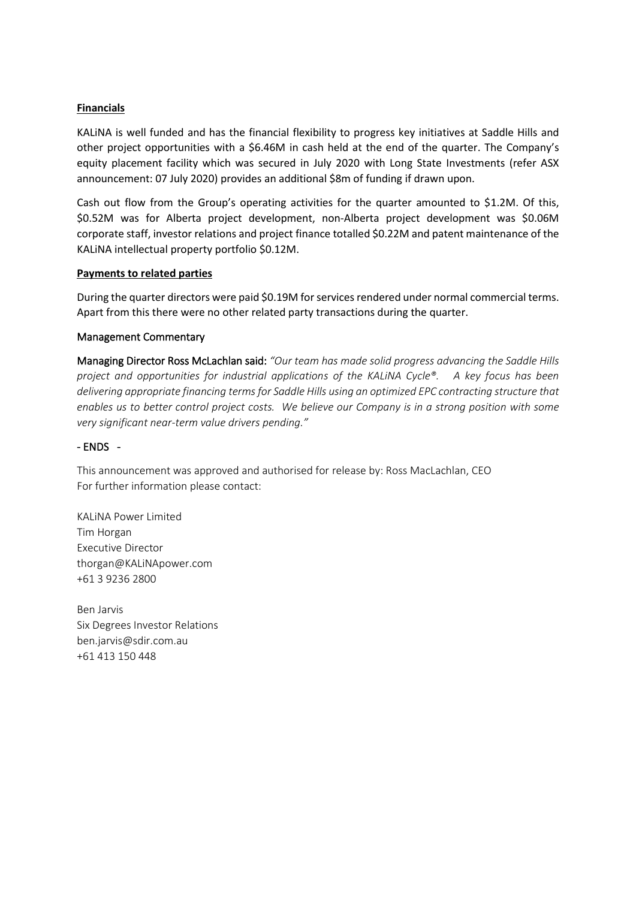**Financials**

KALiNA is well funded and has the financial flexibility to progress key initiatives at Saddle Hills and other project opportunities with a $6.46M in cash held at the end of the quarter. The Company's equity placement facility which was secured in July 2020 with Long State Investments (refer ASX announcement: 07 July 2020) provides an additional $8m of funding if drawn upon.

Cash out flow from the Group's operating activities for the quarter amounted to $1.2M. Of this, $0.52M was for Alberta project development, non-Alberta project development was $0.06M corporate staff, investor relations and project finance totalled $0.22M and patent maintenance of the KALiNA intellectual property portfolio $0.12M.

**Payments to related parties**

During the quarter directors were paid $0.19M for services rendered under normal commercial terms. Apart from this there were no other related party transactions during the quarter.

Management Commentary

Managing Director Ross McLachlan said: *"Our team has made solid progress advancing the Saddle Hills project and opportunities for industrial applications of the KALiNA Cycle®. A key focus has been delivering appropriate financing terms for Saddle Hills using an optimized EPC contracting structure that enables us to better control project costs. We believe our Company is in a strong position with some very significant near-term value drivers pending."*

\- ENDS -

This announcement was approved and authorised for release by: Ross MacLachlan, CEO
For further information please contact:

KALiNA Power Limited
Tim Horgan
Executive Director
thorgan@KALiNApower.com
+61 3 9236 2800

Ben Jarvis
Six Degrees Investor Relations
ben.jarvis@sdir.com.au
+61 413 150 448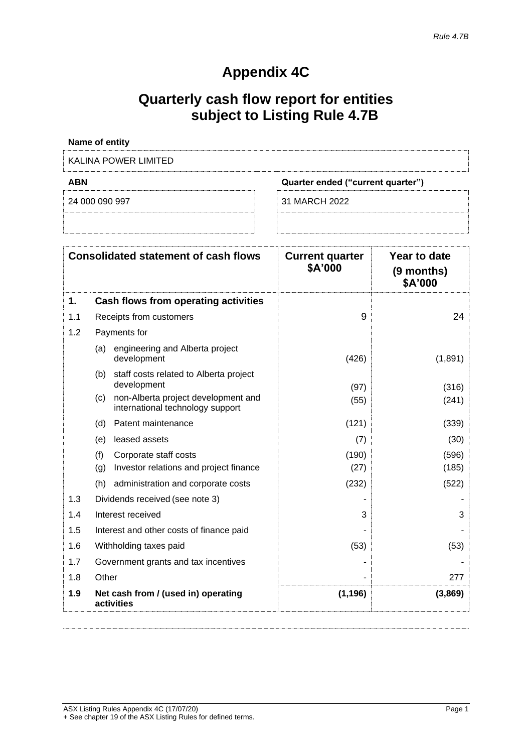*Rule 4.7B*

# Appendix 4C

## Quarterly cash flow report for entities subject to Listing Rule 4.7B

| **Name of entity** | |
|---|---|
| KALINA POWER LIMITED | |
| **ABN** | **Quarter ended ("current quarter")** |
| 24 000 090 997 | 31 MARCH 2022 |

| | **Consolidated statement of cash flows** | **Current quarter $A'000** | **Year to date (9 months) $A'000** |
|---|---|---|---|
| **1.** | **Cash flows from operating activities** | | |
| 1.1 | Receipts from customers | 9 | 24 |
| 1.2 | Payments for | | |
| | (a) engineering and Alberta project development | (426) | (1,891) |
| | (b) staff costs related to Alberta project development | (97) | (316) |
| | (c) non-Alberta project development and international technology support | (55) | (241) |
| | (d) Patent maintenance | (121) | (339) |
| | (e) leased assets | (7) | (30) |
| | (f) Corporate staff costs | (190) | (596) |
| | (g) Investor relations and project finance | (27) | (185) |
| | (h) administration and corporate costs | (232) | (522) |
| 1.3 | Dividends received (see note 3) | - | - |
| 1.4 | Interest received | 3 | 3 |
| 1.5 | Interest and other costs of finance paid | - | - |
| 1.6 | Withholding taxes paid | (53) | (53) |
| 1.7 | Government grants and tax incentives | - | - |
| 1.8 | Other | - | 277 |
| **1.9** | **Net cash from / (used in) operating activities** | **(1,196)** | **(3,869)** |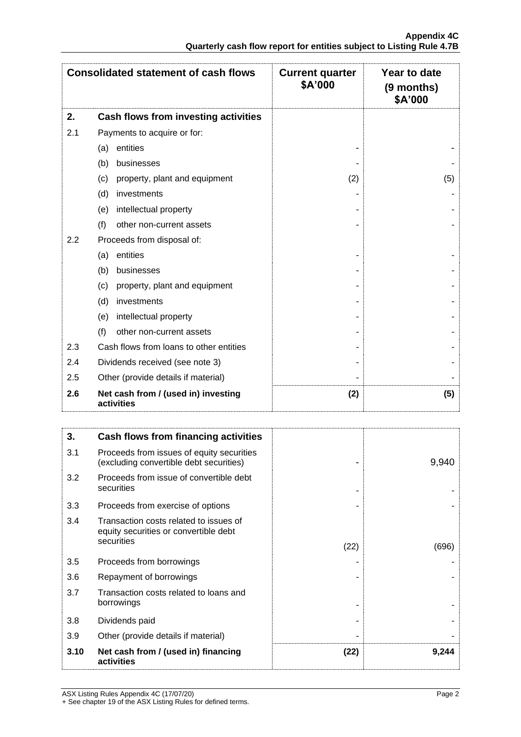| Consolidated statement of cash flows | | Current quarter $A'000 | Year to date (9 months) $A'000 |
|---|---|---|---|
| **2.** | **Cash flows from investing activities** | | |
| 2.1 | Payments to acquire or for: | | |
| | (a) entities | - | - |
| | (b) businesses | - | - |
| | (c) property, plant and equipment | (2) | (5) |
| | (d) investments | - | - |
| | (e) intellectual property | - | - |
| | (f) other non-current assets | - | - |
| 2.2 | Proceeds from disposal of: | | |
| | (a) entities | - | - |
| | (b) businesses | - | - |
| | (c) property, plant and equipment | - | - |
| | (d) investments | - | - |
| | (e) intellectual property | - | - |
| | (f) other non-current assets | - | - |
| 2.3 | Cash flows from loans to other entities | - | - |
| 2.4 | Dividends received (see note 3) | - | - |
| 2.5 | Other (provide details if material) | - | - |
| **2.6** | **Net cash from / (used in) investing activities** | **(2)** | **(5)** |

| | | | |
|---|---|---|---|
| **3.** | **Cash flows from financing activities** | | |
| 3.1 | Proceeds from issues of equity securities (excluding convertible debt securities) | - | 9,940 |
| 3.2 | Proceeds from issue of convertible debt securities | - | - |
| 3.3 | Proceeds from exercise of options | - | - |
| 3.4 | Transaction costs related to issues of equity securities or convertible debt securities | (22) | (696) |
| 3.5 | Proceeds from borrowings | - | - |
| 3.6 | Repayment of borrowings | - | - |
| 3.7 | Transaction costs related to loans and borrowings | - | - |
| 3.8 | Dividends paid | - | - |
| 3.9 | Other (provide details if material) | - | - |
| **3.10** | **Net cash from / (used in) financing activities** | **(22)** | **9,244** |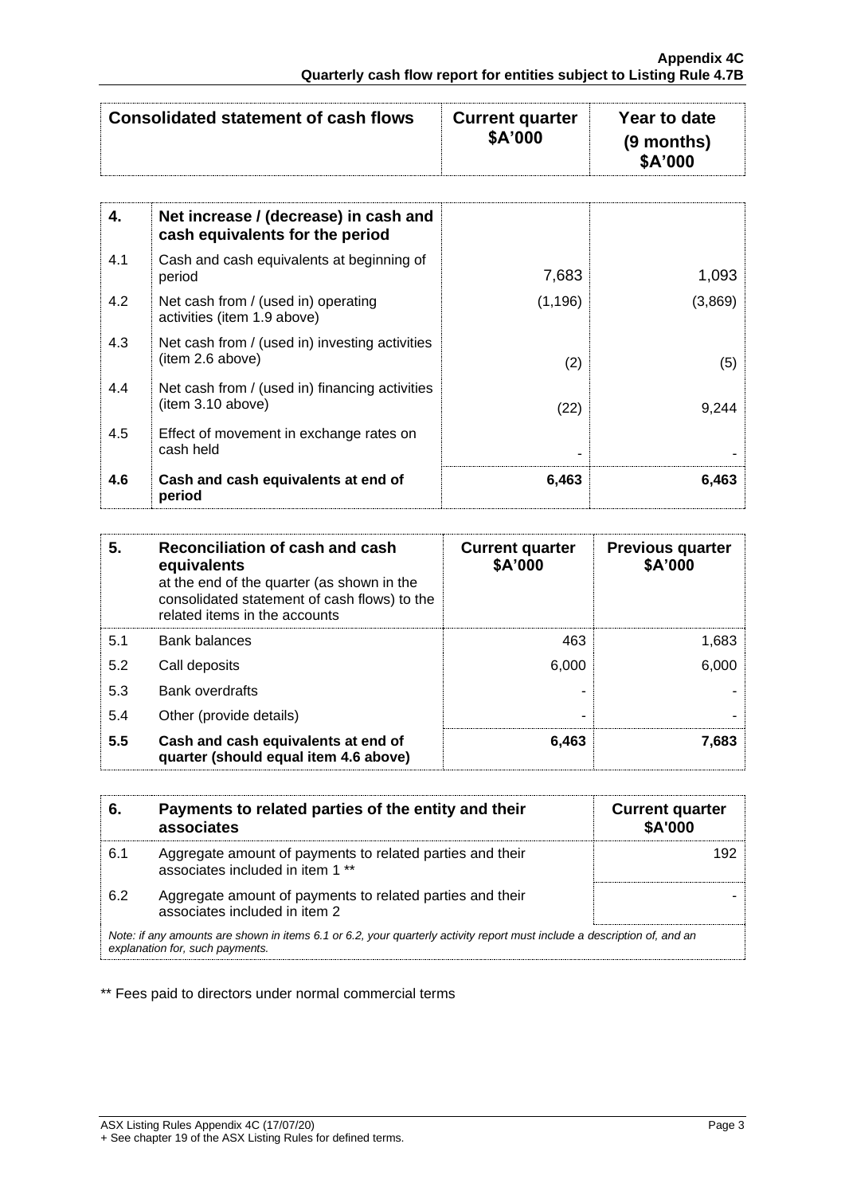| Consolidated statement of cash flows | | Current quarter $A'000 | Year to date (9 months) $A'000 |
|---|---|---|---|
| **4.** | **Net increase / (decrease) in cash and cash equivalents for the period** | | |
| 4.1 | Cash and cash equivalents at beginning of period | 7,683 | 1,093 |
| 4.2 | Net cash from / (used in) operating activities (item 1.9 above) | (1,196) | (3,869) |
| 4.3 | Net cash from / (used in) investing activities (item 2.6 above) | (2) | (5) |
| 4.4 | Net cash from / (used in) financing activities (item 3.10 above) | (22) | 9,244 |
| 4.5 | Effect of movement in exchange rates on cash held | - | - |
| **4.6** | **Cash and cash equivalents at end of period** | **6,463** | **6,463** |

| **5.** | **Reconciliation of cash and cash equivalents** at the end of the quarter (as shown in the consolidated statement of cash flows) to the related items in the accounts | **Current quarter $A'000** | **Previous quarter $A'000** |
|---|---|---|---|
| 5.1 | Bank balances | 463 | 1,683 |
| 5.2 | Call deposits | 6,000 | 6,000 |
| 5.3 | Bank overdrafts | - | - |
| 5.4 | Other (provide details) | - | - |
| **5.5** | **Cash and cash equivalents at end of quarter (should equal item 4.6 above)** | **6,463** | **7,683** |

| **6.** | **Payments to related parties of the entity and their associates** | **Current quarter $A'000** |
|---|---|---|
| 6.1 | Aggregate amount of payments to related parties and their associates included in item 1 ** | 192 |
| 6.2 | Aggregate amount of payments to related parties and their associates included in item 2 | - |

*Note: if any amounts are shown in items 6.1 or 6.2, your quarterly activity report must include a description of, and an explanation for, such payments.*

** Fees paid to directors under normal commercial terms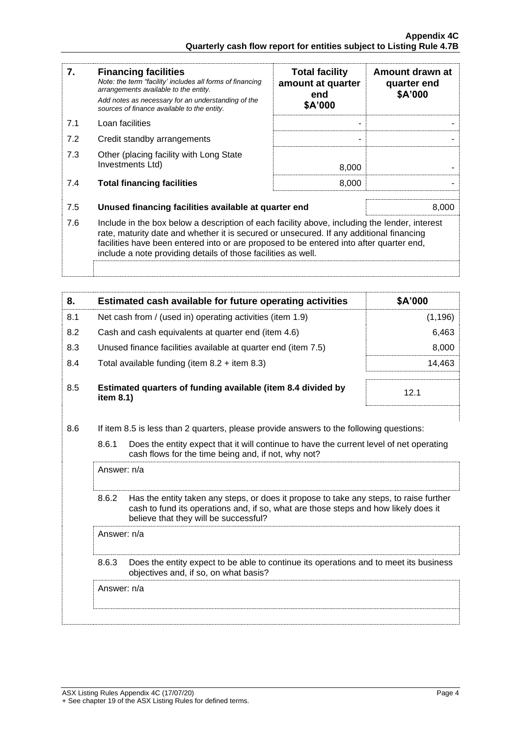| 7. | **Financing facilities** *Note: the term "facility' includes all forms of financing arrangements available to the entity.* *Add notes as necessary for an understanding of the sources of finance available to the entity.* | **Total facility amount at quarter end $A'000** | **Amount drawn at quarter end $A'000** |
|---|---|---|---|
| 7.1 | Loan facilities | - | - |
| 7.2 | Credit standby arrangements | - | - |
| 7.3 | Other (placing facility with Long State Investments Ltd) | 8,000 | - |
| 7.4 | **Total financing facilities** | 8,000 | - |
| 7.5 | **Unused financing facilities available at quarter end** | | 8,000 |

7.6 Include in the box below a description of each facility above, including the lender, interest rate, maturity date and whether it is secured or unsecured. If any additional financing facilities have been entered into or are proposed to be entered into after quarter end, include a note providing details of those facilities as well.

| 8. | **Estimated cash available for future operating activities** | **$A'000** |
|---|---|---|
| 8.1 | Net cash from / (used in) operating activities (item 1.9) | (1,196) |
| 8.2 | Cash and cash equivalents at quarter end (item 4.6) | 6,463 |
| 8.3 | Unused finance facilities available at quarter end (item 7.5) | 8,000 |
| 8.4 | Total available funding (item 8.2 + item 8.3) | 14,463 |
| 8.5 | **Estimated quarters of funding available (item 8.4 divided by item 8.1)** | 12.1 |

8.6 If item 8.5 is less than 2 quarters, please provide answers to the following questions:

8.6.1 Does the entity expect that it will continue to have the current level of net operating cash flows for the time being and, if not, why not?

Answer: n/a

8.6.2 Has the entity taken any steps, or does it propose to take any steps, to raise further cash to fund its operations and, if so, what are those steps and how likely does it believe that they will be successful?

Answer: n/a

8.6.3 Does the entity expect to be able to continue its operations and to meet its business objectives and, if so, on what basis?

Answer: n/a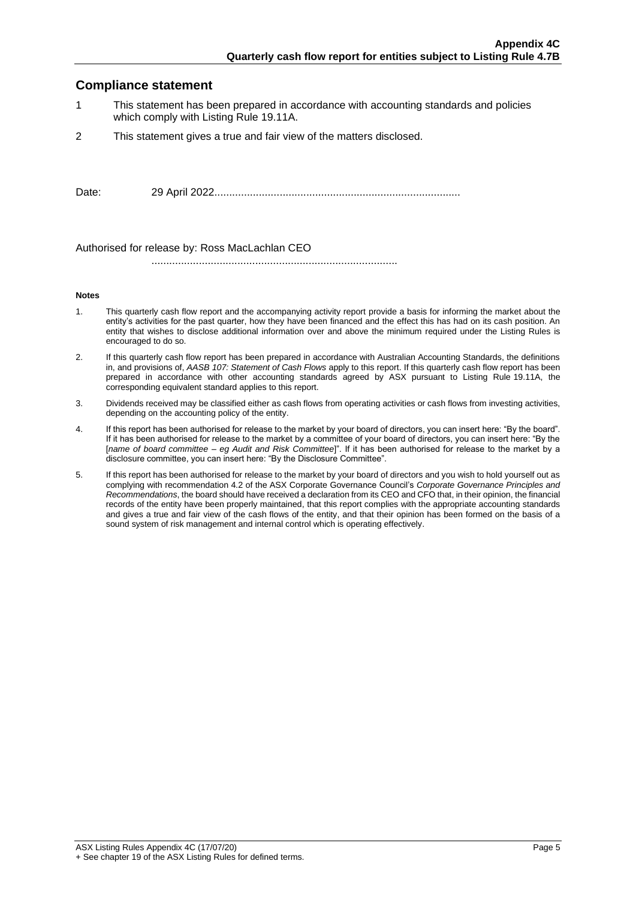## Compliance statement

1. This statement has been prepared in accordance with accounting standards and policies which comply with Listing Rule 19.11A.
2. This statement gives a true and fair view of the matters disclosed.

Date: 29 April 2022..................................................................................

Authorised for release by: Ross MacLachlan CEO

..................................................................................

**Notes**

1. This quarterly cash flow report and the accompanying activity report provide a basis for informing the market about the entity's activities for the past quarter, how they have been financed and the effect this has had on its cash position. An entity that wishes to disclose additional information over and above the minimum required under the Listing Rules is encouraged to do so.
2. If this quarterly cash flow report has been prepared in accordance with Australian Accounting Standards, the definitions in, and provisions of, *AASB 107: Statement of Cash Flows* apply to this report. If this quarterly cash flow report has been prepared in accordance with other accounting standards agreed by ASX pursuant to Listing Rule 19.11A, the corresponding equivalent standard applies to this report.
3. Dividends received may be classified either as cash flows from operating activities or cash flows from investing activities, depending on the accounting policy of the entity.
4. If this report has been authorised for release to the market by your board of directors, you can insert here: "By the board". If it has been authorised for release to the market by a committee of your board of directors, you can insert here: "By the [*name of board committee – eg Audit and Risk Committee*]". If it has been authorised for release to the market by a disclosure committee, you can insert here: "By the Disclosure Committee".
5. If this report has been authorised for release to the market by your board of directors and you wish to hold yourself out as complying with recommendation 4.2 of the ASX Corporate Governance Council's *Corporate Governance Principles and Recommendations*, the board should have received a declaration from its CEO and CFO that, in their opinion, the financial records of the entity have been properly maintained, that this report complies with the appropriate accounting standards and gives a true and fair view of the cash flows of the entity, and that their opinion has been formed on the basis of a sound system of risk management and internal control which is operating effectively.